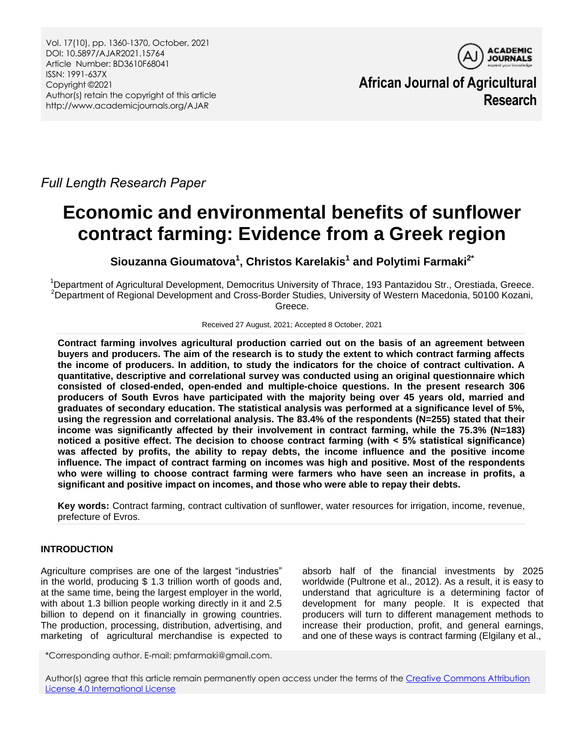Full Length Research Paper

# Economic and environmental benefits of sunflower contract farming: Evidence from a Greek region

**Siouzanna Gioumatova[1], Christos Karelakis[1] and Polytimi Farmaki[2*]**

[1]Department of Agricultural Development, Democritus University of Thrace, 193 Pantazidou Str., Orestiada, Greece.
[2]Department of Regional Development and Cross-Border Studies, University of Western Macedonia, 50100 Kozani, Greece.

Received 27 August, 2021; Accepted 8 October, 2021

**Contract farming involves agricultural production carried out on the basis of an agreement between buyers and producers. The aim of the research is to study the extent to which contract farming affects the income of producers. In addition, to study the indicators for the choice of contract cultivation. A quantitative, descriptive and correlational survey was conducted using an original questionnaire which consisted of closed-ended, open-ended and multiple-choice questions. In the present research 306 producers of South Evros have participated with the majority being over 45 years old, married and graduates of secondary education. The statistical analysis was performed at a significance level of 5%, using the regression and correlational analysis. The 83.4% of the respondents (N=255) stated that their income was significantly affected by their involvement in contract farming, while the 75.3% (N=183) noticed a positive effect. The decision to choose contract farming (with < 5% statistical significance) was affected by profits, the ability to repay debts, the income influence and the positive income influence. The impact of contract farming on incomes was high and positive. Most of the respondents who were willing to choose contract farming were farmers who have seen an increase in profits, a significant and positive impact on incomes, and those who were able to repay their debts.**

**Key words:** Contract farming, contract cultivation of sunflower, water resources for irrigation, income, revenue, prefecture of Evros.

## INTRODUCTION

Agriculture comprises are one of the largest "industries" in the world, producing $ 1.3 trillion worth of goods and, at the same time, being the largest employer in the world, with about 1.3 billion people working directly in it and 2.5 billion to depend on it financially in growing countries. The production, processing, distribution, advertising, and marketing of agricultural merchandise is expected to absorb half of the financial investments by 2025 worldwide (Pultrone et al., 2012). As a result, it is easy to understand that agriculture is a determining factor of development for many people. It is expected that producers will turn to different management methods to increase their production, profit, and general earnings, and one of these ways is contract farming (Elgilany et al.,

*Corresponding author. E-mail: pmfarmaki@gmail.com.

Author(s) agree that this article remain permanently open access under the terms of the Creative Commons Attribution License 4.0 International License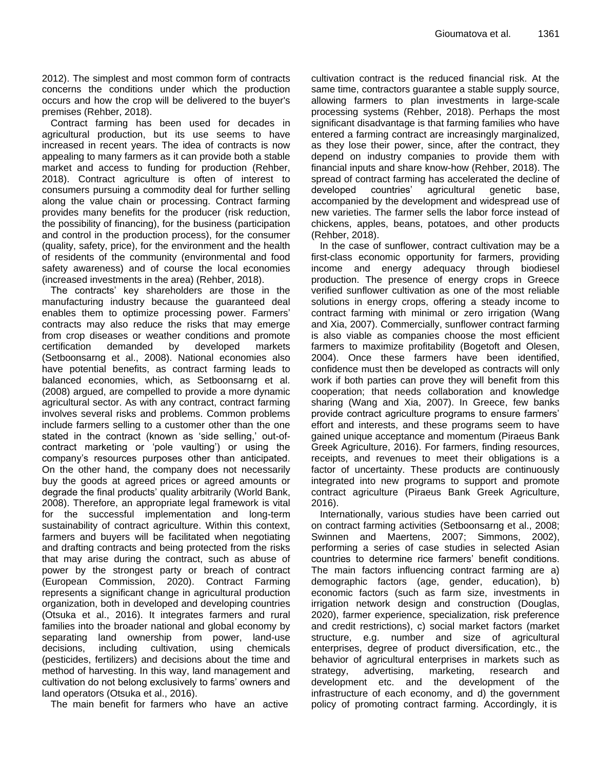2012). The simplest and most common form of contracts concerns the conditions under which the production occurs and how the crop will be delivered to the buyer's premises (Rehber, 2018).

Contract farming has been used for decades in agricultural production, but its use seems to have increased in recent years. The idea of contracts is now appealing to many farmers as it can provide both a stable market and access to funding for production (Rehber, 2018). Contract agriculture is often of interest to consumers pursuing a commodity deal for further selling along the value chain or processing. Contract farming provides many benefits for the producer (risk reduction, the possibility of financing), for the business (participation and control in the production process), for the consumer (quality, safety, price), for the environment and the health of residents of the community (environmental and food safety awareness) and of course the local economies (increased investments in the area) (Rehber, 2018).

The contracts' key shareholders are those in the manufacturing industry because the guaranteed deal enables them to optimize processing power. Farmers' contracts may also reduce the risks that may emerge from crop diseases or weather conditions and promote certification demanded by developed markets (Setboonsarng et al., 2008). National economies also have potential benefits, as contract farming leads to balanced economies, which, as Setboonsarng et al. (2008) argued, are compelled to provide a more dynamic agricultural sector. As with any contract, contract farming involves several risks and problems. Common problems include farmers selling to a customer other than the one stated in the contract (known as 'side selling,' out-of-contract marketing or 'pole vaulting') or using the company's resources purposes other than anticipated. On the other hand, the company does not necessarily buy the goods at agreed prices or agreed amounts or degrade the final products' quality arbitrarily (World Bank, 2008). Therefore, an appropriate legal framework is vital for the successful implementation and long-term sustainability of contract agriculture. Within this context, farmers and buyers will be facilitated when negotiating and drafting contracts and being protected from the risks that may arise during the contract, such as abuse of power by the strongest party or breach of contract (European Commission, 2020). Contract Farming represents a significant change in agricultural production organization, both in developed and developing countries (Otsuka et al., 2016). It integrates farmers and rural families into the broader national and global economy by separating land ownership from power, land-use decisions, including cultivation, using chemicals (pesticides, fertilizers) and decisions about the time and method of harvesting. In this way, land management and cultivation do not belong exclusively to farms' owners and land operators (Otsuka et al., 2016).

The main benefit for farmers who have an active cultivation contract is the reduced financial risk. At the same time, contractors guarantee a stable supply source, allowing farmers to plan investments in large-scale processing systems (Rehber, 2018). Perhaps the most significant disadvantage is that farming families who have entered a farming contract are increasingly marginalized, as they lose their power, since, after the contract, they depend on industry companies to provide them with financial inputs and share know-how (Rehber, 2018). The spread of contract farming has accelerated the decline of developed countries' agricultural genetic base, accompanied by the development and widespread use of new varieties. The farmer sells the labor force instead of chickens, apples, beans, potatoes, and other products (Rehber, 2018).

In the case of sunflower, contract cultivation may be a first-class economic opportunity for farmers, providing income and energy adequacy through biodiesel production. The presence of energy crops in Greece verified sunflower cultivation as one of the most reliable solutions in energy crops, offering a steady income to contract farming with minimal or zero irrigation (Wang and Xia, 2007). Commercially, sunflower contract farming is also viable as companies choose the most efficient farmers to maximize profitability (Bogetoft and Olesen, 2004). Once these farmers have been identified, confidence must then be developed as contracts will only work if both parties can prove they will benefit from this cooperation; that needs collaboration and knowledge sharing (Wang and Xia, 2007). In Greece, few banks provide contract agriculture programs to ensure farmers' effort and interests, and these programs seem to have gained unique acceptance and momentum (Piraeus Bank Greek Agriculture, 2016). For farmers, finding resources, receipts, and revenues to meet their obligations is a factor of uncertainty. These products are continuously integrated into new programs to support and promote contract agriculture (Piraeus Bank Greek Agriculture, 2016).

Internationally, various studies have been carried out on contract farming activities (Setboonsarng et al., 2008; Swinnen and Maertens, 2007; Simmons, 2002), performing a series of case studies in selected Asian countries to determine rice farmers' benefit conditions. The main factors influencing contract farming are a) demographic factors (age, gender, education), b) economic factors (such as farm size, investments in irrigation network design and construction (Douglas, 2020), farmer experience, specialization, risk preference and credit restrictions), c) social market factors (market structure, e.g. number and size of agricultural enterprises, degree of product diversification, etc., the behavior of agricultural enterprises in markets such as strategy, advertising, marketing, research and development etc. and the development of the infrastructure of each economy, and d) the government policy of promoting contract farming. Accordingly, it is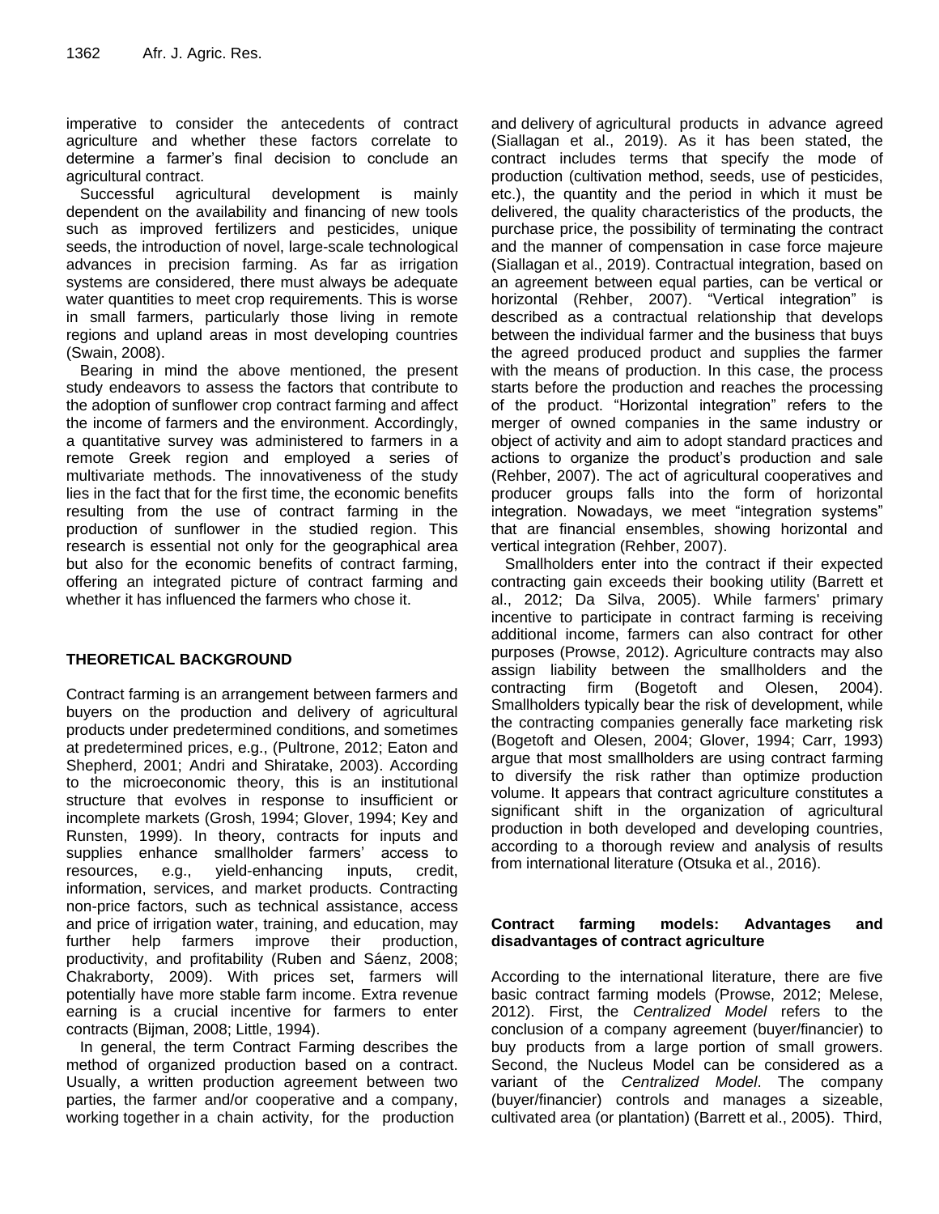imperative to consider the antecedents of contract agriculture and whether these factors correlate to determine a farmer's final decision to conclude an agricultural contract.

Successful agricultural development is mainly dependent on the availability and financing of new tools such as improved fertilizers and pesticides, unique seeds, the introduction of novel, large-scale technological advances in precision farming. As far as irrigation systems are considered, there must always be adequate water quantities to meet crop requirements. This is worse in small farmers, particularly those living in remote regions and upland areas in most developing countries (Swain, 2008).

Bearing in mind the above mentioned, the present study endeavors to assess the factors that contribute to the adoption of sunflower crop contract farming and affect the income of farmers and the environment. Accordingly, a quantitative survey was administered to farmers in a remote Greek region and employed a series of multivariate methods. The innovativeness of the study lies in the fact that for the first time, the economic benefits resulting from the use of contract farming in the production of sunflower in the studied region. This research is essential not only for the geographical area but also for the economic benefits of contract farming, offering an integrated picture of contract farming and whether it has influenced the farmers who chose it.

## THEORETICAL BACKGROUND

Contract farming is an arrangement between farmers and buyers on the production and delivery of agricultural products under predetermined conditions, and sometimes at predetermined prices, e.g., (Pultrone, 2012; Eaton and Shepherd, 2001; Andri and Shiratake, 2003). According to the microeconomic theory, this is an institutional structure that evolves in response to insufficient or incomplete markets (Grosh, 1994; Glover, 1994; Key and Runsten, 1999). In theory, contracts for inputs and supplies enhance smallholder farmers' access to resources, e.g., yield-enhancing inputs, credit, information, services, and market products. Contracting non-price factors, such as technical assistance, access and price of irrigation water, training, and education, may further help farmers improve their production, productivity, and profitability (Ruben and Sáenz, 2008; Chakraborty, 2009). With prices set, farmers will potentially have more stable farm income. Extra revenue earning is a crucial incentive for farmers to enter contracts (Bijman, 2008; Little, 1994).

In general, the term Contract Farming describes the method of organized production based on a contract. Usually, a written production agreement between two parties, the farmer and/or cooperative and a company, working together in a chain activity, for the production and delivery of agricultural products in advance agreed (Siallagan et al., 2019). As it has been stated, the contract includes terms that specify the mode of production (cultivation method, seeds, use of pesticides, etc.), the quantity and the period in which it must be delivered, the quality characteristics of the products, the purchase price, the possibility of terminating the contract and the manner of compensation in case force majeure (Siallagan et al., 2019). Contractual integration, based on an agreement between equal parties, can be vertical or horizontal (Rehber, 2007). "Vertical integration" is described as a contractual relationship that develops between the individual farmer and the business that buys the agreed produced product and supplies the farmer with the means of production. In this case, the process starts before the production and reaches the processing of the product. "Horizontal integration" refers to the merger of owned companies in the same industry or object of activity and aim to adopt standard practices and actions to organize the product's production and sale (Rehber, 2007). The act of agricultural cooperatives and producer groups falls into the form of horizontal integration. Nowadays, we meet "integration systems" that are financial ensembles, showing horizontal and vertical integration (Rehber, 2007).

Smallholders enter into the contract if their expected contracting gain exceeds their booking utility (Barrett et al., 2012; Da Silva, 2005). While farmers' primary incentive to participate in contract farming is receiving additional income, farmers can also contract for other purposes (Prowse, 2012). Agriculture contracts may also assign liability between the smallholders and the contracting firm (Bogetoft and Olesen, 2004). Smallholders typically bear the risk of development, while the contracting companies generally face marketing risk (Bogetoft and Olesen, 2004; Glover, 1994; Carr, 1993) argue that most smallholders are using contract farming to diversify the risk rather than optimize production volume. It appears that contract agriculture constitutes a significant shift in the organization of agricultural production in both developed and developing countries, according to a thorough review and analysis of results from international literature (Otsuka et al., 2016).

### Contract farming models: Advantages and disadvantages of contract agriculture

According to the international literature, there are five basic contract farming models (Prowse, 2012; Melese, 2012). First, the *Centralized Model* refers to the conclusion of a company agreement (buyer/financier) to buy products from a large portion of small growers. Second, the Nucleus Model can be considered as a variant of the *Centralized Model*. The company (buyer/financier) controls and manages a sizeable, cultivated area (or plantation) (Barrett et al., 2005). Third,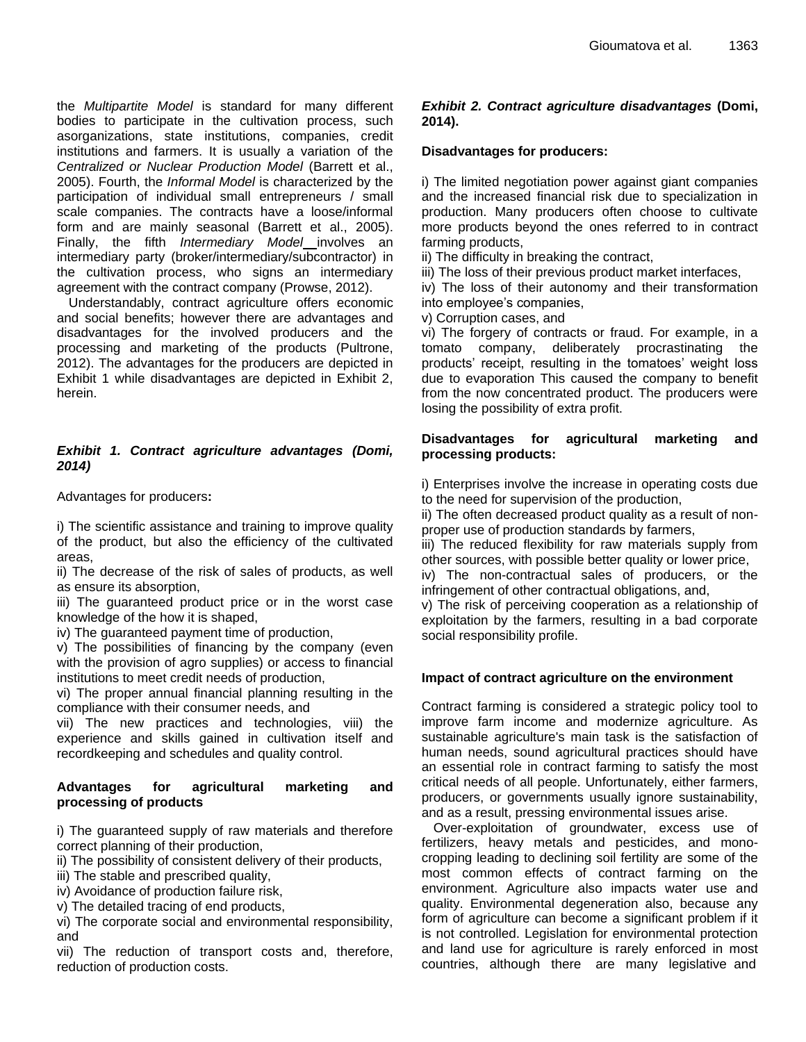the *Multipartite Model* is standard for many different bodies to participate in the cultivation process, such asorganizations, state institutions, companies, credit institutions and farmers. It is usually a variation of the *Centralized or Nuclear Production Model* (Barrett et al., 2005). Fourth, the *Informal Model* is characterized by the participation of individual small entrepreneurs / small scale companies. The contracts have a loose/informal form and are mainly seasonal (Barrett et al., 2005). Finally, the fifth *Intermediary Model* involves an intermediary party (broker/intermediary/subcontractor) in the cultivation process, who signs an intermediary agreement with the contract company (Prowse, 2012).

Understandably, contract agriculture offers economic and social benefits; however there are advantages and disadvantages for the involved producers and the processing and marketing of the products (Pultrone, 2012). The advantages for the producers are depicted in Exhibit 1 while disadvantages are depicted in Exhibit 2, herein.

***Exhibit 1. Contract agriculture advantages (Domi, 2014)***

Advantages for producers**:**

i) The scientific assistance and training to improve quality of the product, but also the efficiency of the cultivated areas,
ii) The decrease of the risk of sales of products, as well as ensure its absorption,
iii) The guaranteed product price or in the worst case knowledge of the how it is shaped,
iv) The guaranteed payment time of production,
v) The possibilities of financing by the company (even with the provision of agro supplies) or access to financial institutions to meet credit needs of production,
vi) The proper annual financial planning resulting in the compliance with their consumer needs, and
vii) The new practices and technologies, viii) the experience and skills gained in cultivation itself and recordkeeping and schedules and quality control.

**Advantages for agricultural marketing and processing of products**

i) The guaranteed supply of raw materials and therefore correct planning of their production,
ii) The possibility of consistent delivery of their products,
iii) The stable and prescribed quality,
iv) Avoidance of production failure risk,
v) The detailed tracing of end products,
vi) The corporate social and environmental responsibility, and
vii) The reduction of transport costs and, therefore, reduction of production costs.

***Exhibit 2. Contract agriculture disadvantages*** **(Domi, 2014).**

**Disadvantages for producers:**

i) The limited negotiation power against giant companies and the increased financial risk due to specialization in production. Many producers often choose to cultivate more products beyond the ones referred to in contract farming products,
ii) The difficulty in breaking the contract,
iii) The loss of their previous product market interfaces,
iv) The loss of their autonomy and their transformation into employee's companies,
v) Corruption cases, and
vi) The forgery of contracts or fraud. For example, in a tomato company, deliberately procrastinating the products' receipt, resulting in the tomatoes' weight loss due to evaporation This caused the company to benefit from the now concentrated product. The producers were losing the possibility of extra profit.

**Disadvantages for agricultural marketing and processing products:**

i) Enterprises involve the increase in operating costs due to the need for supervision of the production,
ii) The often decreased product quality as a result of non-proper use of production standards by farmers,
iii) The reduced flexibility for raw materials supply from other sources, with possible better quality or lower price,
iv) The non-contractual sales of producers, or the infringement of other contractual obligations, and,
v) The risk of perceiving cooperation as a relationship of exploitation by the farmers, resulting in a bad corporate social responsibility profile.

**Impact of contract agriculture on the environment**

Contract farming is considered a strategic policy tool to improve farm income and modernize agriculture. As sustainable agriculture's main task is the satisfaction of human needs, sound agricultural practices should have an essential role in contract farming to satisfy the most critical needs of all people. Unfortunately, either farmers, producers, or governments usually ignore sustainability, and as a result, pressing environmental issues arise.

Over-exploitation of groundwater, excess use of fertilizers, heavy metals and pesticides, and mono-cropping leading to declining soil fertility are some of the most common effects of contract farming on the environment. Agriculture also impacts water use and quality. Environmental degeneration also, because any form of agriculture can become a significant problem if it is not controlled. Legislation for environmental protection and land use for agriculture is rarely enforced in most countries, although there are many legislative and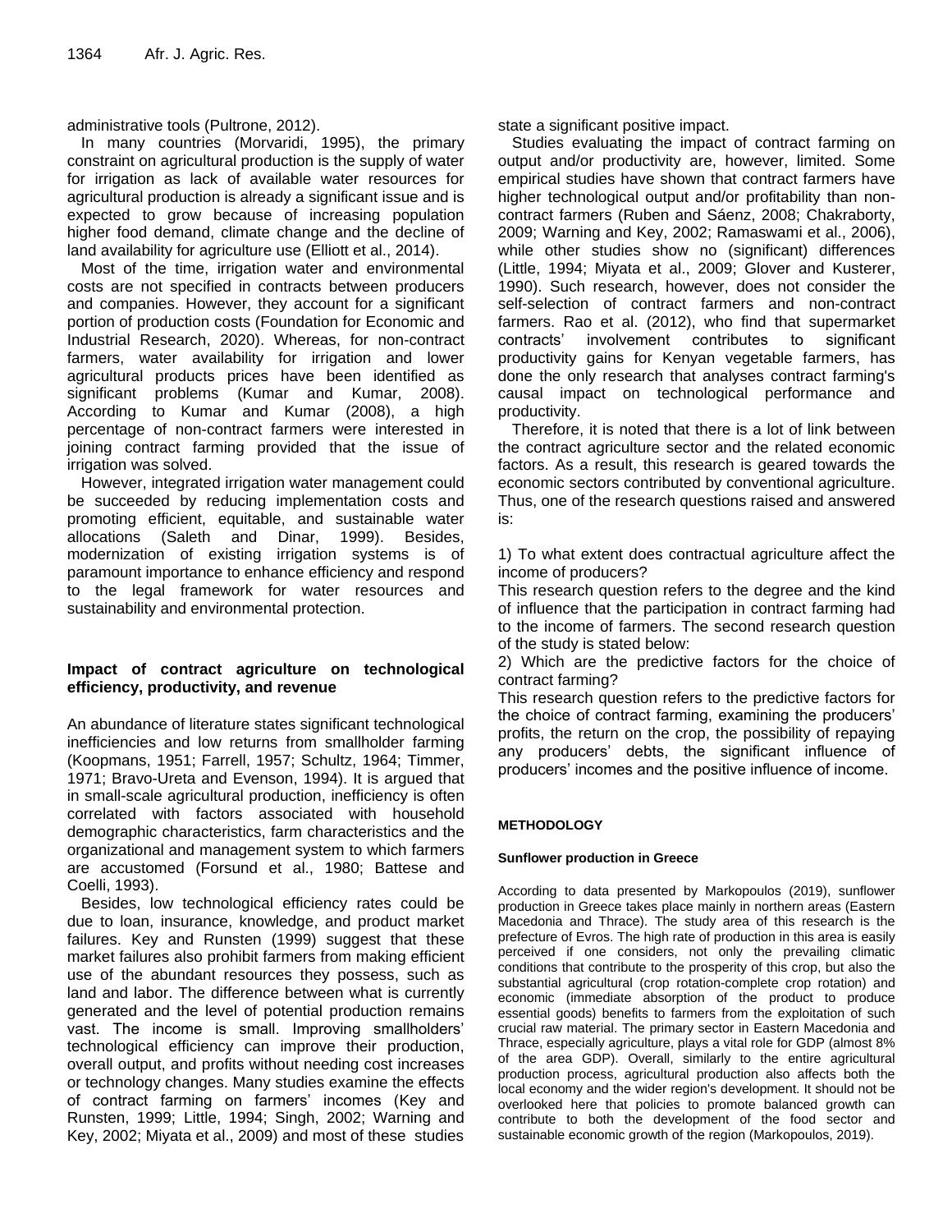administrative tools (Pultrone, 2012).

In many countries (Morvaridi, 1995), the primary constraint on agricultural production is the supply of water for irrigation as lack of available water resources for agricultural production is already a significant issue and is expected to grow because of increasing population higher food demand, climate change and the decline of land availability for agriculture use (Elliott et al., 2014).

Most of the time, irrigation water and environmental costs are not specified in contracts between producers and companies. However, they account for a significant portion of production costs (Foundation for Economic and Industrial Research, 2020). Whereas, for non-contract farmers, water availability for irrigation and lower agricultural products prices have been identified as significant problems (Kumar and Kumar, 2008). According to Kumar and Kumar (2008), a high percentage of non-contract farmers were interested in joining contract farming provided that the issue of irrigation was solved.

However, integrated irrigation water management could be succeeded by reducing implementation costs and promoting efficient, equitable, and sustainable water allocations (Saleth and Dinar, 1999). Besides, modernization of existing irrigation systems is of paramount importance to enhance efficiency and respond to the legal framework for water resources and sustainability and environmental protection.

### Impact of contract agriculture on technological efficiency, productivity, and revenue

An abundance of literature states significant technological inefficiencies and low returns from smallholder farming (Koopmans, 1951; Farrell, 1957; Schultz, 1964; Timmer, 1971; Bravo-Ureta and Evenson, 1994). It is argued that in small-scale agricultural production, inefficiency is often correlated with factors associated with household demographic characteristics, farm characteristics and the organizational and management system to which farmers are accustomed (Forsund et al., 1980; Battese and Coelli, 1993).

Besides, low technological efficiency rates could be due to loan, insurance, knowledge, and product market failures. Key and Runsten (1999) suggest that these market failures also prohibit farmers from making efficient use of the abundant resources they possess, such as land and labor. The difference between what is currently generated and the level of potential production remains vast. The income is small. Improving smallholders' technological efficiency can improve their production, overall output, and profits without needing cost increases or technology changes. Many studies examine the effects of contract farming on farmers' incomes (Key and Runsten, 1999; Little, 1994; Singh, 2002; Warning and Key, 2002; Miyata et al., 2009) and most of these studies state a significant positive impact.

Studies evaluating the impact of contract farming on output and/or productivity are, however, limited. Some empirical studies have shown that contract farmers have higher technological output and/or profitability than non-contract farmers (Ruben and Sáenz, 2008; Chakraborty, 2009; Warning and Key, 2002; Ramaswami et al., 2006), while other studies show no (significant) differences (Little, 1994; Miyata et al., 2009; Glover and Kusterer, 1990). Such research, however, does not consider the self-selection of contract farmers and non-contract farmers. Rao et al. (2012), who find that supermarket contracts' involvement contributes to significant productivity gains for Kenyan vegetable farmers, has done the only research that analyses contract farming's causal impact on technological performance and productivity.

Therefore, it is noted that there is a lot of link between the contract agriculture sector and the related economic factors. As a result, this research is geared towards the economic sectors contributed by conventional agriculture. Thus, one of the research questions raised and answered is:

1) To what extent does contractual agriculture affect the income of producers?

This research question refers to the degree and the kind of influence that the participation in contract farming had to the income of farmers. The second research question of the study is stated below:

2) Which are the predictive factors for the choice of contract farming?

This research question refers to the predictive factors for the choice of contract farming, examining the producers' profits, the return on the crop, the possibility of repaying any producers' debts, the significant influence of producers' incomes and the positive influence of income.

## METHODOLOGY

### Sunflower production in Greece

According to data presented by Markopoulos (2019), sunflower production in Greece takes place mainly in northern areas (Eastern Macedonia and Thrace). The study area of this research is the prefecture of Evros. The high rate of production in this area is easily perceived if one considers, not only the prevailing climatic conditions that contribute to the prosperity of this crop, but also the substantial agricultural (crop rotation-complete crop rotation) and economic (immediate absorption of the product to produce essential goods) benefits to farmers from the exploitation of such crucial raw material. The primary sector in Eastern Macedonia and Thrace, especially agriculture, plays a vital role for GDP (almost 8% of the area GDP). Overall, similarly to the entire agricultural production process, agricultural production also affects both the local economy and the wider region's development. It should not be overlooked here that policies to promote balanced growth can contribute to both the development of the food sector and sustainable economic growth of the region (Markopoulos, 2019).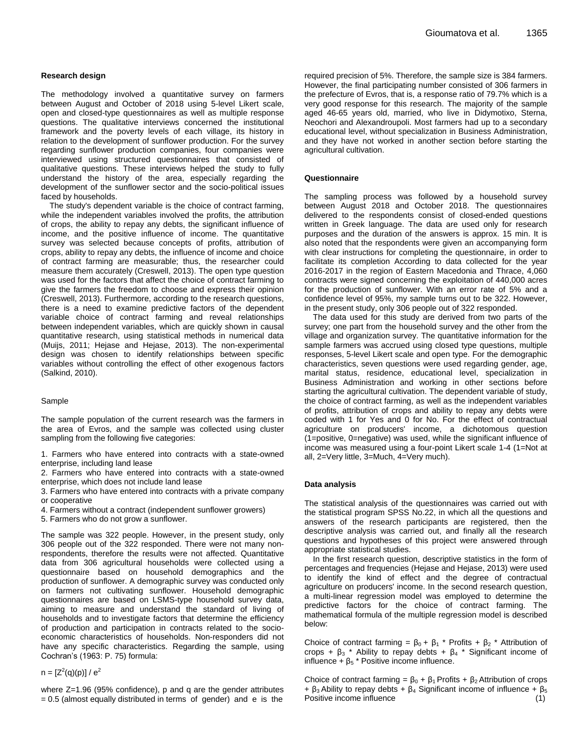**Research design**

The methodology involved a quantitative survey on farmers between August and October of 2018 using 5-level Likert scale, open and closed-type questionnaires as well as multiple response questions. The qualitative interviews concerned the institutional framework and the poverty levels of each village, its history in relation to the development of sunflower production. For the survey regarding sunflower production companies, four companies were interviewed using structured questionnaires that consisted of qualitative questions. These interviews helped the study to fully understand the history of the area, especially regarding the development of the sunflower sector and the socio-political issues faced by households.

The study's dependent variable is the choice of contract farming, while the independent variables involved the profits, the attribution of crops, the ability to repay any debts, the significant influence of income, and the positive influence of income. The quantitative survey was selected because concepts of profits, attribution of crops, ability to repay any debts, the influence of income and choice of contract farming are measurable; thus, the researcher could measure them accurately (Creswell, 2013). The open type question was used for the factors that affect the choice of contract farming to give the farmers the freedom to choose and express their opinion (Creswell, 2013). Furthermore, according to the research questions, there is a need to examine predictive factors of the dependent variable choice of contract farming and reveal relationships between independent variables, which are quickly shown in causal quantitative research, using statistical methods in numerical data (Muijs, 2011; Hejase and Hejase, 2013). The non-experimental design was chosen to identify relationships between specific variables without controlling the effect of other exogenous factors (Salkind, 2010).

Sample

The sample population of the current research was the farmers in the area of Evros, and the sample was collected using cluster sampling from the following five categories:

1. Farmers who have entered into contracts with a state-owned enterprise, including land lease
2. Farmers who have entered into contracts with a state-owned enterprise, which does not include land lease
3. Farmers who have entered into contracts with a private company or cooperative
4. Farmers without a contract (independent sunflower growers)
5. Farmers who do not grow a sunflower.

The sample was 322 people. However, in the present study, only 306 people out of the 322 responded. There were not many non-respondents, therefore the results were not affected. Quantitative data from 306 agricultural households were collected using a questionnaire based on household demographics and the production of sunflower. A demographic survey was conducted only on farmers not cultivating sunflower. Household demographic questionnaires are based on LSMS-type household survey data, aiming to measure and understand the standard of living of households and to investigate factors that determine the efficiency of production and participation in contracts related to the socio-economic characteristics of households. Non-responders did not have any specific characteristics. Regarding the sample, using Cochran's (1963: P. 75) formula:

$$n = [Z^2(q)(p)] / e^2$$

where Z=1.96 (95% confidence), p and q are the gender attributes = 0.5 (almost equally distributed in terms of gender) and e is the required precision of 5%. Therefore, the sample size is 384 farmers. However, the final participating number consisted of 306 farmers in the prefecture of Evros, that is, a response ratio of 79.7% which is a very good response for this research. The majority of the sample aged 46-65 years old, married, who live in Didymotixo, Sterna, Neochori and Alexandroupoli. Most farmers had up to a secondary educational level, without specialization in Business Administration, and they have not worked in another section before starting the agricultural cultivation.

**Questionnaire**

The sampling process was followed by a household survey between August 2018 and October 2018. The questionnaires delivered to the respondents consist of closed-ended questions written in Greek language. The data are used only for research purposes and the duration of the answers is approx. 15 min. It is also noted that the respondents were given an accompanying form with clear instructions for completing the questionnaire, in order to facilitate its completion According to data collected for the year 2016-2017 in the region of Eastern Macedonia and Thrace, 4,060 contracts were signed concerning the exploitation of 440,000 acres for the production of sunflower. With an error rate of 5% and a confidence level of 95%, my sample turns out to be 322. However, in the present study, only 306 people out of 322 responded.

The data used for this study are derived from two parts of the survey; one part from the household survey and the other from the village and organization survey. The quantitative information for the sample farmers was accrued using closed type questions, multiple responses, 5-level Likert scale and open type. For the demographic characteristics, seven questions were used regarding gender, age, marital status, residence, educational level, specialization in Business Administration and working in other sections before starting the agricultural cultivation. The dependent variable of study, the choice of contract farming, as well as the independent variables of profits, attribution of crops and ability to repay any debts were coded with 1 for Yes and 0 for No. For the effect of contractual agriculture on producers' income, a dichotomous question (1=positive, 0=negative) was used, while the significant influence of income was measured using a four-point Likert scale 1-4 (1=Not at all, 2=Very little, 3=Much, 4=Very much).

**Data analysis**

The statistical analysis of the questionnaires was carried out with the statistical program SPSS No.22, in which all the questions and answers of the research participants are registered, then the descriptive analysis was carried out, and finally all the research questions and hypotheses of this project were answered through appropriate statistical studies.

In the first research question, descriptive statistics in the form of percentages and frequencies (Hejase and Hejase, 2013) were used to identify the kind of effect and the degree of contractual agriculture on producers' income. In the second research question, a multi-linear regression model was employed to determine the predictive factors for the choice of contract farming. The mathematical formula of the multiple regression model is described below:

Choice of contract farming = $\beta_0 + \beta_1$ * Profits + $\beta_2$ * Attribution of crops + $\beta_3$ * Ability to repay debts + $\beta_4$ * Significant income of influence + $\beta_5$ * Positive income influence.

$$\text{Choice of contract farming} = \beta_0 + \beta_1 \text{Profits} + \beta_2 \text{Attribution of crops} + \beta_3 \text{Ability to repay debts} + \beta_4 \text{Significant income of influence} + \beta_5 \text{Positive income influence} \quad (1)$$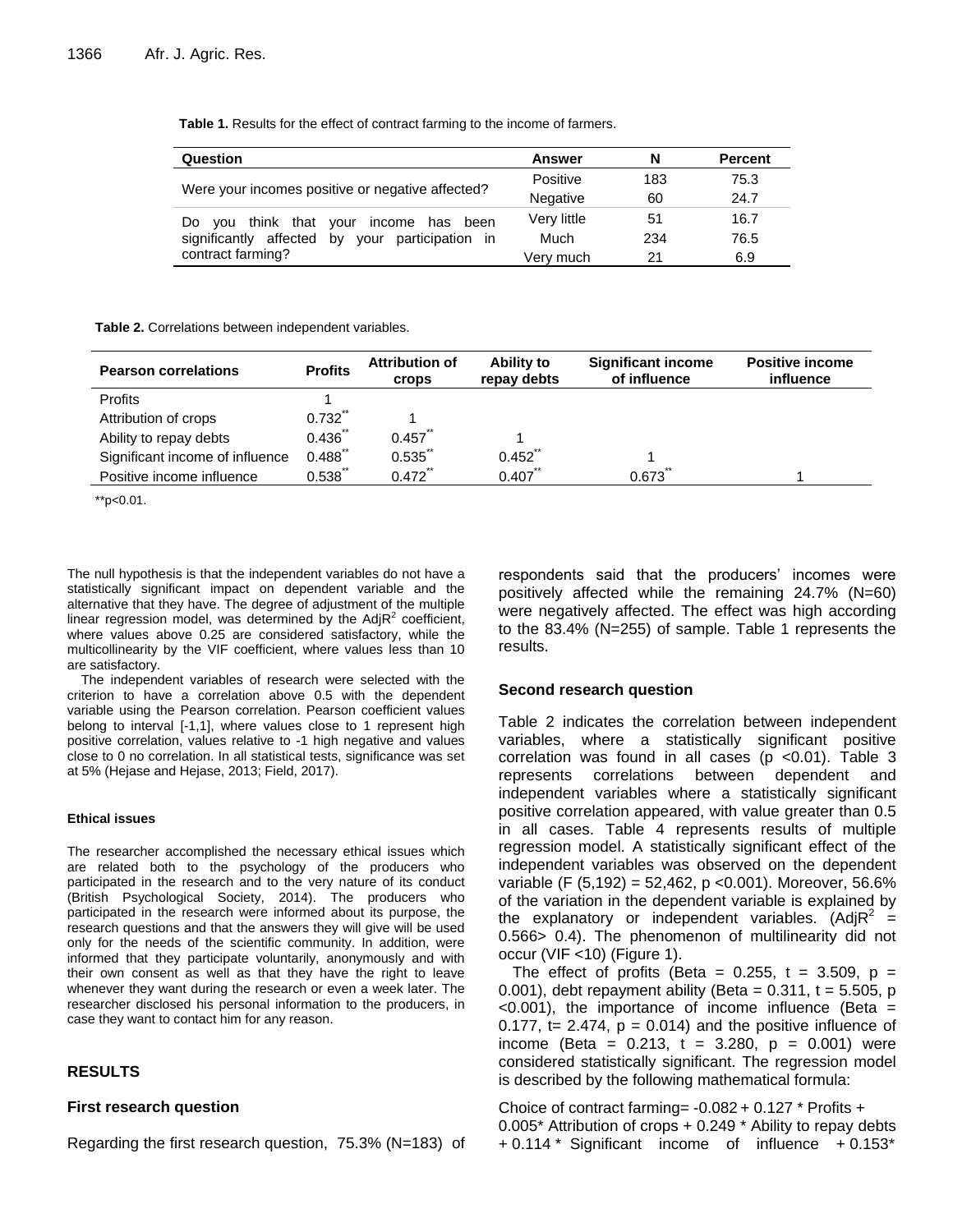**Table 1.** Results for the effect of contract farming to the income of farmers.

| Question | Answer | N | Percent |
|---|---|---|---|
| Were your incomes positive or negative affected? | Positive | 183 | 75.3 |
| | Negative | 60 | 24.7 |
| Do you think that your income has been significantly affected by your participation in contract farming? | Very little | 51 | 16.7 |
| | Much | 234 | 76.5 |
| | Very much | 21 | 6.9 |

**Table 2.** Correlations between independent variables.

| Pearson correlations | Profits | Attribution of crops | Ability to repay debts | Significant income of influence | Positive income influence |
|---|---|---|---|---|---|
| Profits | 1 | | | | |
| Attribution of crops | 0.732** | 1 | | | |
| Ability to repay debts | 0.436** | 0.457** | 1 | | |
| Significant income of influence | 0.488** | 0.535** | 0.452** | 1 | |
| Positive income influence | 0.538** | 0.472** | 0.407** | 0.673** | 1 |

**p<0.01.

The null hypothesis is that the independent variables do not have a statistically significant impact on dependent variable and the alternative that they have. The degree of adjustment of the multiple linear regression model, was determined by the $AdjR^2$ coefficient, where values above 0.25 are considered satisfactory, while the multicollinearity by the VIF coefficient, where values less than 10 are satisfactory.

The independent variables of research were selected with the criterion to have a correlation above 0.5 with the dependent variable using the Pearson correlation. Pearson coefficient values belong to interval [-1,1], where values close to 1 represent high positive correlation, values relative to -1 high negative and values close to 0 no correlation. In all statistical tests, significance was set at 5% (Hejase and Hejase, 2013; Field, 2017).

#### Ethical issues

The researcher accomplished the necessary ethical issues which are related both to the psychology of the producers who participated in the research and to the very nature of its conduct (British Psychological Society, 2014). The producers who participated in the research were informed about its purpose, the research questions and that the answers they will give will be used only for the needs of the scientific community. In addition, were informed that they participate voluntarily, anonymously and with their own consent as well as that they have the right to leave whenever they want during the research or even a week later. The researcher disclosed his personal information to the producers, in case they want to contact him for any reason.

## RESULTS

### First research question

Regarding the first research question, 75.3% (N=183) of respondents said that the producers' incomes were positively affected while the remaining 24.7% (N=60) were negatively affected. The effect was high according to the 83.4% (N=255) of sample. Table 1 represents the results.

### Second research question

Table 2 indicates the correlation between independent variables, where a statistically significant positive correlation was found in all cases ($p < 0.01$). Table 3 represents correlations between dependent and independent variables where a statistically significant positive correlation appeared, with value greater than 0.5 in all cases. Table 4 represents results of multiple regression model. A statistically significant effect of the independent variables was observed on the dependent variable ($F(5,192) = 52{,}462$, $p < 0.001$). Moreover, 56.6% of the variation in the dependent variable is explained by the explanatory or independent variables. ($AdjR^2 = 0.566 > 0.4$). The phenomenon of multilinearity did not occur (VIF <10) (Figure 1).

The effect of profits (Beta = 0.255, t = 3.509, p = 0.001), debt repayment ability (Beta = 0.311, t = 5.505, p <0.001), the importance of income influence (Beta = 0.177, t= 2.474, p = 0.014) and the positive influence of income (Beta = 0.213, t = 3.280, p = 0.001) were considered statistically significant. The regression model is described by the following mathematical formula:

Choice of contract farming= -0.082 + 0.127 * Profits + 0.005* Attribution of crops + 0.249 * Ability to repay debts + 0.114 * Significant income of influence + 0.153*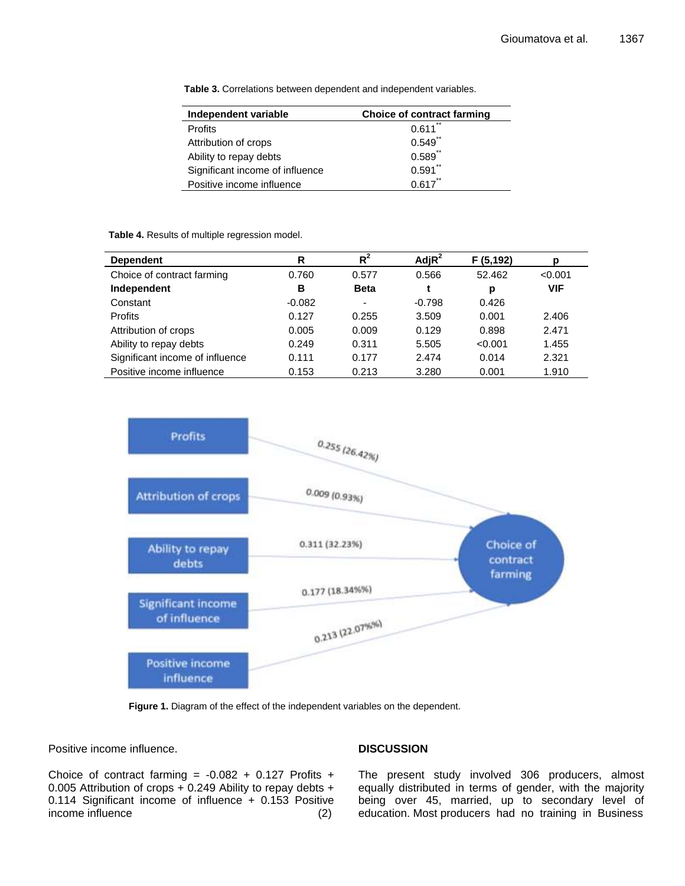**Table 3.** Correlations between dependent and independent variables.

| Independent variable | Choice of contract farming |
|---|---|
| Profits | 0.611** |
| Attribution of crops | 0.549** |
| Ability to repay debts | 0.589** |
| Significant income of influence | 0.591** |
| Positive income influence | 0.617** |

**Table 4.** Results of multiple regression model.

| Dependent | R | $R^2$ | Adj$R^2$ | F (5,192) | p |
|---|---|---|---|---|---|
| Choice of contract farming | 0.760 | 0.577 | 0.566 | 52.462 | <0.001 |
| **Independent** | **B** | **Beta** | **t** | **p** | **VIF** |
| Constant | -0.082 | - | -0.798 | 0.426 | |
| Profits | 0.127 | 0.255 | 3.509 | 0.001 | 2.406 |
| Attribution of crops | 0.005 | 0.009 | 0.129 | 0.898 | 2.471 |
| Ability to repay debts | 0.249 | 0.311 | 5.505 | <0.001 | 1.455 |
| Significant income of influence | 0.111 | 0.177 | 2.474 | 0.014 | 2.321 |
| Positive income influence | 0.153 | 0.213 | 3.280 | 0.001 | 1.910 |

**Figure 1.** Diagram of the effect of the independent variables on the dependent.

Positive income influence.

$$\text{Choice of contract farming} = -0.082 + 0.127 \text{ Profits} + 0.005 \text{ Attribution of crops} + 0.249 \text{ Ability to repay debts} + 0.114 \text{ Significant income of influence} + 0.153 \text{ Positive income influence} \quad (2)$$

## DISCUSSION

The present study involved 306 producers, almost equally distributed in terms of gender, with the majority being over 45, married, up to secondary level of education. Most producers had no training in Business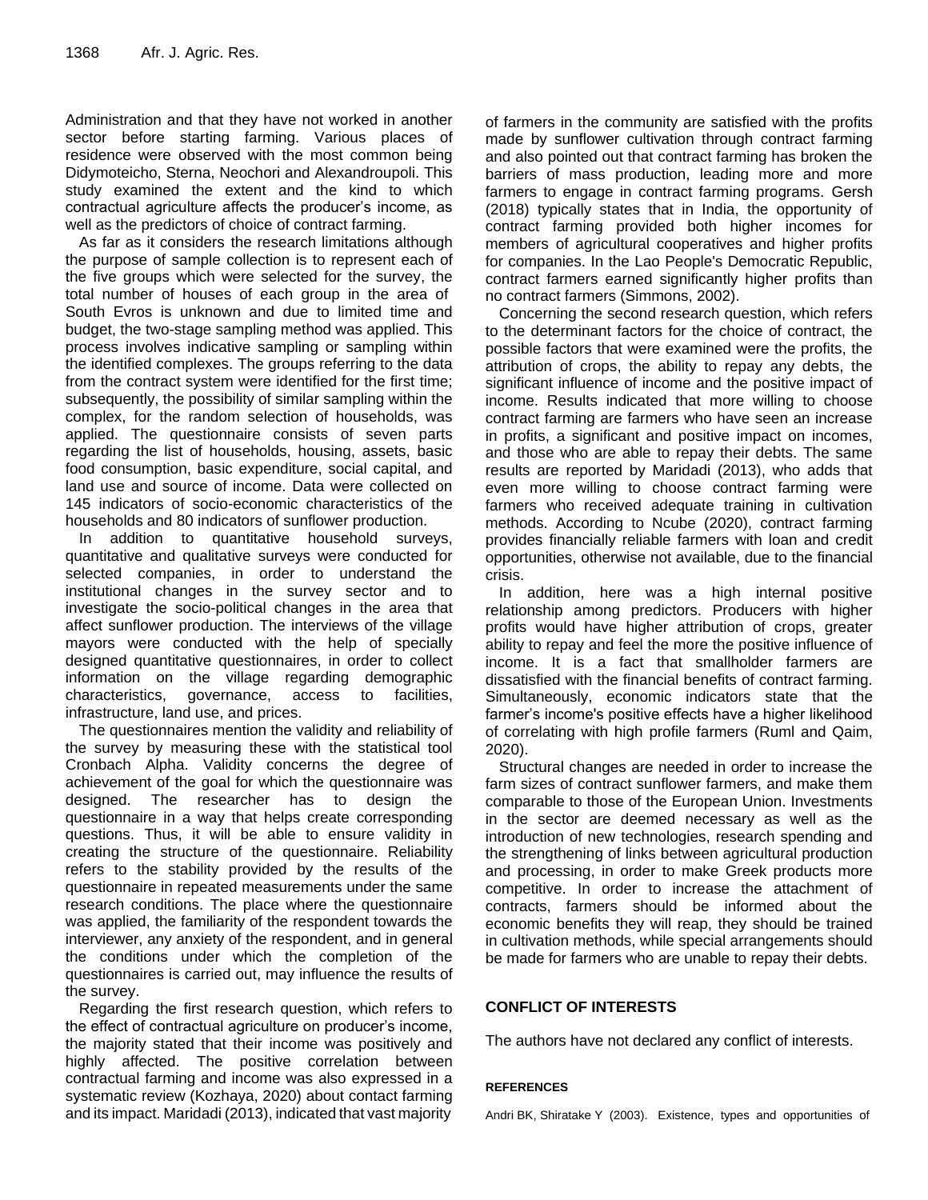Administration and that they have not worked in another sector before starting farming. Various places of residence were observed with the most common being Didymoteicho, Sterna, Neochori and Alexandroupoli. This study examined the extent and the kind to which contractual agriculture affects the producer's income, as well as the predictors of choice of contract farming.

As far as it considers the research limitations although the purpose of sample collection is to represent each of the five groups which were selected for the survey, the total number of houses of each group in the area of South Evros is unknown and due to limited time and budget, the two-stage sampling method was applied. This process involves indicative sampling or sampling within the identified complexes. The groups referring to the data from the contract system were identified for the first time; subsequently, the possibility of similar sampling within the complex, for the random selection of households, was applied. The questionnaire consists of seven parts regarding the list of households, housing, assets, basic food consumption, basic expenditure, social capital, and land use and source of income. Data were collected on 145 indicators of socio-economic characteristics of the households and 80 indicators of sunflower production.

In addition to quantitative household surveys, quantitative and qualitative surveys were conducted for selected companies, in order to understand the institutional changes in the survey sector and to investigate the socio-political changes in the area that affect sunflower production. The interviews of the village mayors were conducted with the help of specially designed quantitative questionnaires, in order to collect information on the village regarding demographic characteristics, governance, access to facilities, infrastructure, land use, and prices.

The questionnaires mention the validity and reliability of the survey by measuring these with the statistical tool Cronbach Alpha. Validity concerns the degree of achievement of the goal for which the questionnaire was designed. The researcher has to design the questionnaire in a way that helps create corresponding questions. Thus, it will be able to ensure validity in creating the structure of the questionnaire. Reliability refers to the stability provided by the results of the questionnaire in repeated measurements under the same research conditions. The place where the questionnaire was applied, the familiarity of the respondent towards the interviewer, any anxiety of the respondent, and in general the conditions under which the completion of the questionnaires is carried out, may influence the results of the survey.

Regarding the first research question, which refers to the effect of contractual agriculture on producer's income, the majority stated that their income was positively and highly affected. The positive correlation between contractual farming and income was also expressed in a systematic review (Kozhaya, 2020) about contact farming and its impact. Maridadi (2013), indicated that vast majority of farmers in the community are satisfied with the profits made by sunflower cultivation through contract farming and also pointed out that contract farming has broken the barriers of mass production, leading more and more farmers to engage in contract farming programs. Gersh (2018) typically states that in India, the opportunity of contract farming provided both higher incomes for members of agricultural cooperatives and higher profits for companies. In the Lao People's Democratic Republic, contract farmers earned significantly higher profits than no contract farmers (Simmons, 2002).

Concerning the second research question, which refers to the determinant factors for the choice of contract, the possible factors that were examined were the profits, the attribution of crops, the ability to repay any debts, the significant influence of income and the positive impact of income. Results indicated that more willing to choose contract farming are farmers who have seen an increase in profits, a significant and positive impact on incomes, and those who are able to repay their debts. The same results are reported by Maridadi (2013), who adds that even more willing to choose contract farming were farmers who received adequate training in cultivation methods. According to Ncube (2020), contract farming provides financially reliable farmers with loan and credit opportunities, otherwise not available, due to the financial crisis.

In addition, here was a high internal positive relationship among predictors. Producers with higher profits would have higher attribution of crops, greater ability to repay and feel the more the positive influence of income. It is a fact that smallholder farmers are dissatisfied with the financial benefits of contract farming. Simultaneously, economic indicators state that the farmer's income's positive effects have a higher likelihood of correlating with high profile farmers (Ruml and Qaim, 2020).

Structural changes are needed in order to increase the farm sizes of contract sunflower farmers, and make them comparable to those of the European Union. Investments in the sector are deemed necessary as well as the introduction of new technologies, research spending and the strengthening of links between agricultural production and processing, in order to make Greek products more competitive. In order to increase the attachment of contracts, farmers should be informed about the economic benefits they will reap, they should be trained in cultivation methods, while special arrangements should be made for farmers who are unable to repay their debts.

## CONFLICT OF INTERESTS

The authors have not declared any conflict of interests.

## REFERENCES

Andri BK, Shiratake Y (2003). Existence, types and opportunities of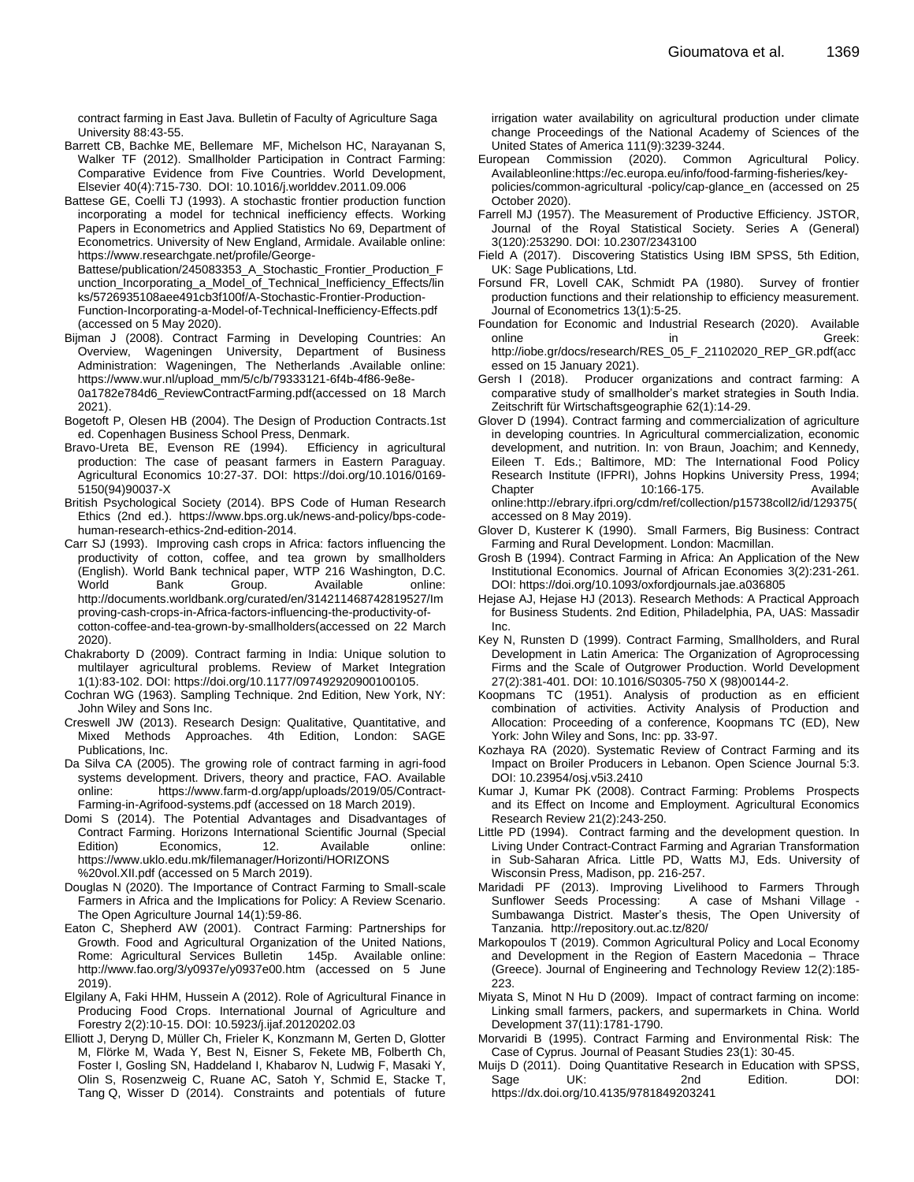contract farming in East Java. Bulletin of Faculty of Agriculture Saga University 88:43-55.

Barrett CB, Bachke ME, Bellemare MF, Michelson HC, Narayanan S, Walker TF (2012). Smallholder Participation in Contract Farming: Comparative Evidence from Five Countries. World Development, Elsevier 40(4):715-730. DOI: 10.1016/j.worlddev.2011.09.006

Battese GE, Coelli TJ (1993). A stochastic frontier production function incorporating a model for technical inefficiency effects. Working Papers in Econometrics and Applied Statistics No 69, Department of Econometrics. University of New England, Armidale. Available online: https://www.researchgate.net/profile/George-Battese/publication/245083353_A_Stochastic_Frontier_Production_Function_Incorporating_a_Model_of_Technical_Inefficiency_Effects/links/5726935108aee491cb3f100f/A-Stochastic-Frontier-Production-Function-Incorporating-a-Model-of-Technical-Inefficiency-Effects.pdf (accessed on 5 May 2020).

Bijman J (2008). Contract Farming in Developing Countries: An Overview, Wageningen University, Department of Business Administration: Wageningen, The Netherlands .Available online: https://www.wur.nl/upload_mm/5/c/b/79333121-6f4b-4f86-9e8e-0a1782e784d6_ReviewContractFarming.pdf(accessed on 18 March 2021).

Bogetoft P, Olesen HB (2004). The Design of Production Contracts.1st ed. Copenhagen Business School Press, Denmark.

Bravo-Ureta BE, Evenson RE (1994). Efficiency in agricultural production: The case of peasant farmers in Eastern Paraguay. Agricultural Economics 10:27-37. DOI: https://doi.org/10.1016/0169-5150(94)90037-X

British Psychological Society (2014). BPS Code of Human Research Ethics (2nd ed.). https://www.bps.org.uk/news-and-policy/bps-code-human-research-ethics-2nd-edition-2014.

Carr SJ (1993). Improving cash crops in Africa: factors influencing the productivity of cotton, coffee, and tea grown by smallholders (English). World Bank technical paper, WTP 216 Washington, D.C. World Bank Group. Available online: http://documents.worldbank.org/curated/en/314211468742819527/Improving-cash-crops-in-Africa-factors-influencing-the-productivity-of-cotton-coffee-and-tea-grown-by-smallholders(accessed on 22 March 2020).

Chakraborty D (2009). Contract farming in India: Unique solution to multilayer agricultural problems. Review of Market Integration 1(1):83-102. DOI: https://doi.org/10.1177/097492920900100105.

Cochran WG (1963). Sampling Technique. 2nd Edition, New York, NY: John Wiley and Sons Inc.

Creswell JW (2013). Research Design: Qualitative, Quantitative, and Mixed Methods Approaches. 4th Edition, London: SAGE Publications, Inc.

Da Silva CA (2005). The growing role of contract farming in agri-food systems development. Drivers, theory and practice, FAO. Available online: https://www.farm-d.org/app/uploads/2019/05/Contract-Farming-in-Agrifood-systems.pdf (accessed on 18 March 2019).

Domi S (2014). The Potential Advantages and Disadvantages of Contract Farming. Horizons International Scientific Journal (Special Edition) Economics, 12. Available online: https://www.uklo.edu.mk/filemanager/Horizonti/HORIZONS %20vol.XII.pdf (accessed on 5 March 2019).

Douglas N (2020). The Importance of Contract Farming to Small-scale Farmers in Africa and the Implications for Policy: A Review Scenario. The Open Agriculture Journal 14(1):59-86.

Eaton C, Shepherd AW (2001). Contract Farming: Partnerships for Growth. Food and Agricultural Organization of the United Nations, Rome: Agricultural Services Bulletin 145p. Available online: http://www.fao.org/3/y0937e/y0937e00.htm (accessed on 5 June 2019).

Elgilany A, Faki HHM, Hussein A (2012). Role of Agricultural Finance in Producing Food Crops. International Journal of Agriculture and Forestry 2(2):10-15. DOI: 10.5923/j.ijaf.20120202.03

Elliott J, Deryng D, Müller Ch, Frieler K, Konzmann M, Gerten D, Glotter M, Flörke M, Wada Y, Best N, Eisner S, Fekete MB, Folberth Ch, Foster I, Gosling SN, Haddeland I, Khabarov N, Ludwig F, Masaki Y, Olin S, Rosenzweig C, Ruane AC, Satoh Y, Schmid E, Stacke T, Tang Q, Wisser D (2014). Constraints and potentials of future irrigation water availability on agricultural production under climate change Proceedings of the National Academy of Sciences of the United States of America 111(9):3239-3244.

European Commission (2020). Common Agricultural Policy. Availableonline:https://ec.europa.eu/info/food-farming-fisheries/key-policies/common-agricultural -policy/cap-glance_en (accessed on 25 October 2020).

Farrell MJ (1957). The Measurement of Productive Efficiency. JSTOR, Journal of the Royal Statistical Society. Series A (General) 3(120):253290. DOI: 10.2307/2343100

Field A (2017). Discovering Statistics Using IBM SPSS, 5th Edition, UK: Sage Publications, Ltd.

Forsund FR, Lovell CAK, Schmidt PA (1980). Survey of frontier production functions and their relationship to efficiency measurement. Journal of Econometrics 13(1):5-25.

Foundation for Economic and Industrial Research (2020). Available online in Greek: http://iobe.gr/docs/research/RES_05_F_21102020_REP_GR.pdf(accessed on 15 January 2021).

Gersh I (2018). Producer organizations and contract farming: A comparative study of smallholder's market strategies in South India. Zeitschrift für Wirtschaftsgeographie 62(1):14-29.

Glover D (1994). Contract farming and commercialization of agriculture in developing countries. In Agricultural commercialization, economic development, and nutrition. In: von Braun, Joachim; and Kennedy, Eileen T. Eds.; Baltimore, MD: The International Food Policy Research Institute (IFPRI), Johns Hopkins University Press, 1994; Chapter 10:166-175. Available online:http://ebrary.ifpri.org/cdm/ref/collection/p15738coll2/id/129375(accessed on 8 May 2019).

Glover D, Kusterer K (1990). Small Farmers, Big Business: Contract Farming and Rural Development. London: Macmillan.

Grosh B (1994). Contract Farming in Africa: An Application of the New Institutional Economics. Journal of African Economies 3(2):231-261. DOI: https://doi.org/10.1093/oxfordjournals.jae.a036805

Hejase AJ, Hejase HJ (2013). Research Methods: A Practical Approach for Business Students. 2nd Edition, Philadelphia, PA, UAS: Massadir Inc.

Key N, Runsten D (1999). Contract Farming, Smallholders, and Rural Development in Latin America: The Organization of Agroprocessing Firms and the Scale of Outgrower Production. World Development 27(2):381-401. DOI: 10.1016/S0305-750 X (98)00144-2.

Koopmans TC (1951). Analysis of production as en efficient combination of activities. Activity Analysis of Production and Allocation: Proceeding of a conference, Koopmans TC (ED), New York: John Wiley and Sons, Inc: pp. 33-97.

Kozhaya RA (2020). Systematic Review of Contract Farming and its Impact on Broiler Producers in Lebanon. Open Science Journal 5:3. DOI: 10.23954/osj.v5i3.2410

Kumar J, Kumar PK (2008). Contract Farming: Problems Prospects and its Effect on Income and Employment. Agricultural Economics Research Review 21(2):243-250.

Little PD (1994). Contract farming and the development question. In Living Under Contract-Contract Farming and Agrarian Transformation in Sub-Saharan Africa. Little PD, Watts MJ, Eds. University of Wisconsin Press, Madison, pp. 216-257.

Maridadi PF (2013). Improving Livelihood to Farmers Through Sunflower Seeds Processing: A case of Mshani Village - Sumbawanga District. Master's thesis, The Open University of Tanzania. http://repository.out.ac.tz/820/

Markopoulos T (2019). Common Agricultural Policy and Local Economy and Development in the Region of Eastern Macedonia – Thrace (Greece). Journal of Engineering and Technology Review 12(2):185-223.

Miyata S, Minot N Hu D (2009). Impact of contract farming on income: Linking small farmers, packers, and supermarkets in China. World Development 37(11):1781-1790.

Morvaridi B (1995). Contract Farming and Environmental Risk: The Case of Cyprus. Journal of Peasant Studies 23(1): 30-45.

Muijs D (2011). Doing Quantitative Research in Education with SPSS, Sage UK: 2nd Edition. DOI: https://dx.doi.org/10.4135/9781849203241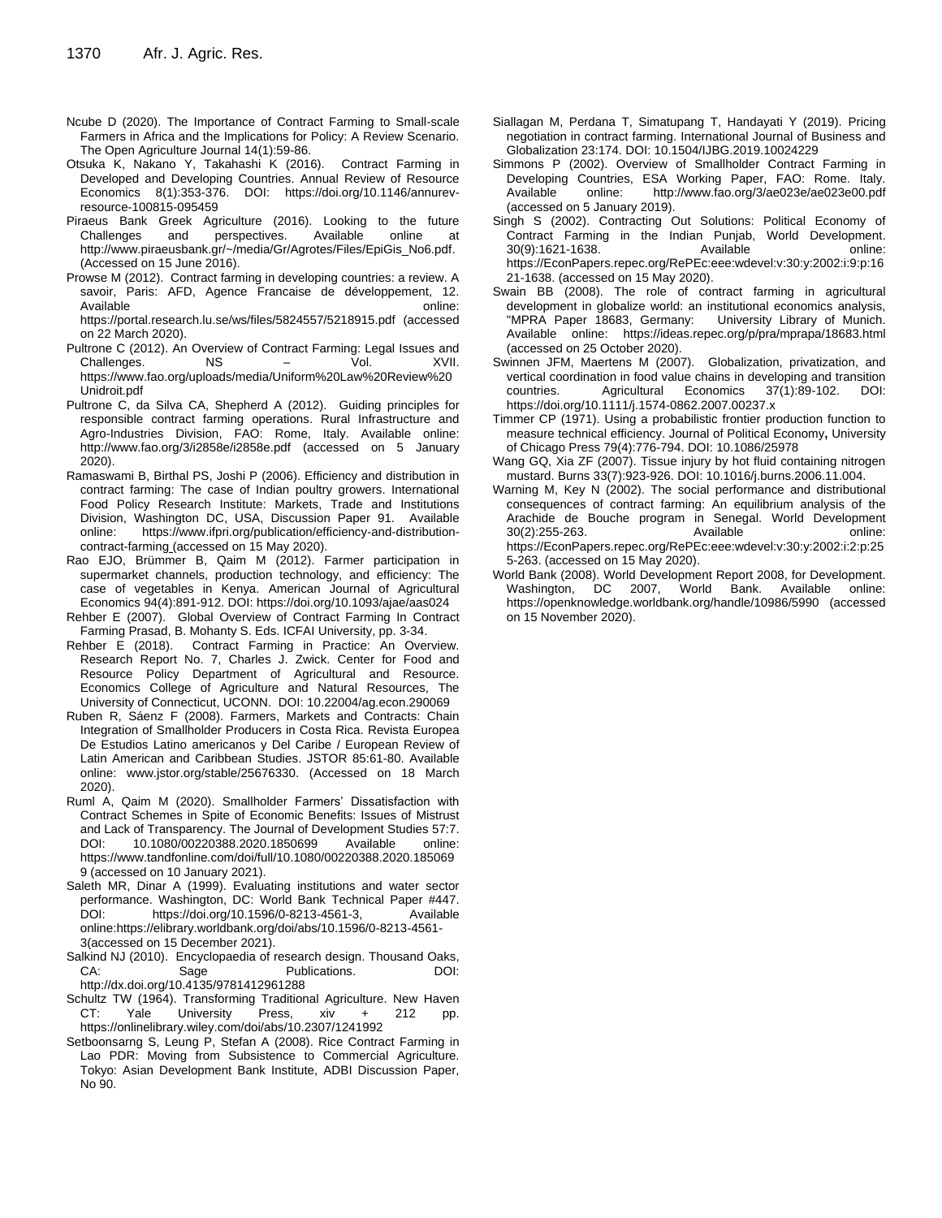Ncube D (2020). The Importance of Contract Farming to Small-scale Farmers in Africa and the Implications for Policy: A Review Scenario. The Open Agriculture Journal 14(1):59-86.

Otsuka K, Nakano Y, Takahashi K (2016). Contract Farming in Developed and Developing Countries. Annual Review of Resource Economics 8(1):353-376. DOI: https://doi.org/10.1146/annurev-resource-100815-095459

Piraeus Bank Greek Agriculture (2016). Looking to the future Challenges and perspectives. Available online at http://www.piraeusbank.gr/~/media/Gr/Agrotes/Files/EpiGis_No6.pdf. (Accessed on 15 June 2016).

Prowse M (2012). Contract farming in developing countries: a review. A savoir, Paris: AFD, Agence Francaise de développement, 12. Available online: https://portal.research.lu.se/ws/files/5824557/5218915.pdf (accessed on 22 March 2020).

Pultrone C (2012). An Overview of Contract Farming: Legal Issues and Challenges. NS – Vol. XVII. https://www.fao.org/uploads/media/Uniform%20Law%20Review%20Unidroit.pdf

Pultrone C, da Silva CA, Shepherd A (2012). Guiding principles for responsible contract farming operations. Rural Infrastructure and Agro-Industries Division, FAO: Rome, Italy. Available online: http://www.fao.org/3/i2858e/i2858e.pdf (accessed on 5 January 2020).

Ramaswami B, Birthal PS, Joshi P (2006). Efficiency and distribution in contract farming: The case of Indian poultry growers. International Food Policy Research Institute: Markets, Trade and Institutions Division, Washington DC, USA, Discussion Paper 91. Available online: https://www.ifpri.org/publication/efficiency-and-distribution-contract-farming (accessed on 15 May 2020).

Rao EJO, Brümmer B, Qaim M (2012). Farmer participation in supermarket channels, production technology, and efficiency: The case of vegetables in Kenya. American Journal of Agricultural Economics 94(4):891-912. DOI: https://doi.org/10.1093/ajae/aas024

Rehber E (2007). Global Overview of Contract Farming In Contract Farming Prasad, B. Mohanty S. Eds. ICFAI University, pp. 3-34.

Rehber E (2018). Contract Farming in Practice: An Overview. Research Report No. 7, Charles J. Zwick. Center for Food and Resource Policy Department of Agricultural and Resource. Economics College of Agriculture and Natural Resources, The University of Connecticut, UCONN. DOI: 10.22004/ag.econ.290069

Ruben R, Sáenz F (2008). Farmers, Markets and Contracts: Chain Integration of Smallholder Producers in Costa Rica. Revista Europea De Estudios Latino americanos y Del Caribe / European Review of Latin American and Caribbean Studies. JSTOR 85:61-80. Available online: www.jstor.org/stable/25676330. (Accessed on 18 March 2020).

Ruml A, Qaim M (2020). Smallholder Farmers' Dissatisfaction with Contract Schemes in Spite of Economic Benefits: Issues of Mistrust and Lack of Transparency. The Journal of Development Studies 57:7. DOI: 10.1080/00220388.2020.1850699 Available online: https://www.tandfonline.com/doi/full/10.1080/00220388.2020.1850699 (accessed on 10 January 2021).

Saleth MR, Dinar A (1999). Evaluating institutions and water sector performance. Washington, DC: World Bank Technical Paper #447. DOI: https://doi.org/10.1596/0-8213-4561-3, Available online:https://elibrary.worldbank.org/doi/abs/10.1596/0-8213-4561-3(accessed on 15 December 2021).

Salkind NJ (2010). Encyclopaedia of research design. Thousand Oaks, CA: Sage Publications. DOI: http://dx.doi.org/10.4135/9781412961288

Schultz TW (1964). Transforming Traditional Agriculture. New Haven CT: Yale University Press, xiv + 212 pp. https://onlinelibrary.wiley.com/doi/abs/10.2307/1241992

Setboonsarng S, Leung P, Stefan A (2008). Rice Contract Farming in Lao PDR: Moving from Subsistence to Commercial Agriculture. Tokyo: Asian Development Bank Institute, ADBI Discussion Paper, No 90.

Siallagan M, Perdana T, Simatupang T, Handayati Y (2019). Pricing negotiation in contract farming. International Journal of Business and Globalization 23:174. DOI: 10.1504/IJBG.2019.10024229

Simmons P (2002). Overview of Smallholder Contract Farming in Developing Countries, ESA Working Paper, FAO: Rome. Italy. Available online: http://www.fao.org/3/ae023e/ae023e00.pdf (accessed on 5 January 2019).

Singh S (2002). Contracting Out Solutions: Political Economy of Contract Farming in the Indian Punjab, World Development. 30(9):1621-1638. Available online: https://EconPapers.repec.org/RePEc:eee:wdevel:v:30:y:2002:i:9:p:1621-1638. (accessed on 15 May 2020).

Swain BB (2008). The role of contract farming in agricultural development in globalize world: an institutional economics analysis, "MPRA Paper 18683, Germany: University Library of Munich. Available online: https://ideas.repec.org/p/pra/mprapa/18683.html (accessed on 25 October 2020).

Swinnen JFM, Maertens M (2007). Globalization, privatization, and vertical coordination in food value chains in developing and transition countries. Agricultural Economics 37(1):89-102. DOI: https://doi.org/10.1111/j.1574-0862.2007.00237.x

Timmer CP (1971). Using a probabilistic frontier production function to measure technical efficiency. Journal of Political Economy, University of Chicago Press 79(4):776-794. DOI: 10.1086/25978

Wang GQ, Xia ZF (2007). Tissue injury by hot fluid containing nitrogen mustard. Burns 33(7):923-926. DOI: 10.1016/j.burns.2006.11.004.

Warning M, Key N (2002). The social performance and distributional consequences of contract farming: An equilibrium analysis of the Arachide de Bouche program in Senegal. World Development 30(2):255-263. Available online: https://EconPapers.repec.org/RePEc:eee:wdevel:v:30:y:2002:i:2:p:255-263. (accessed on 15 May 2020).

World Bank (2008). World Development Report 2008, for Development. Washington, DC 2007, World Bank. Available online: https://openknowledge.worldbank.org/handle/10986/5990 (accessed on 15 November 2020).